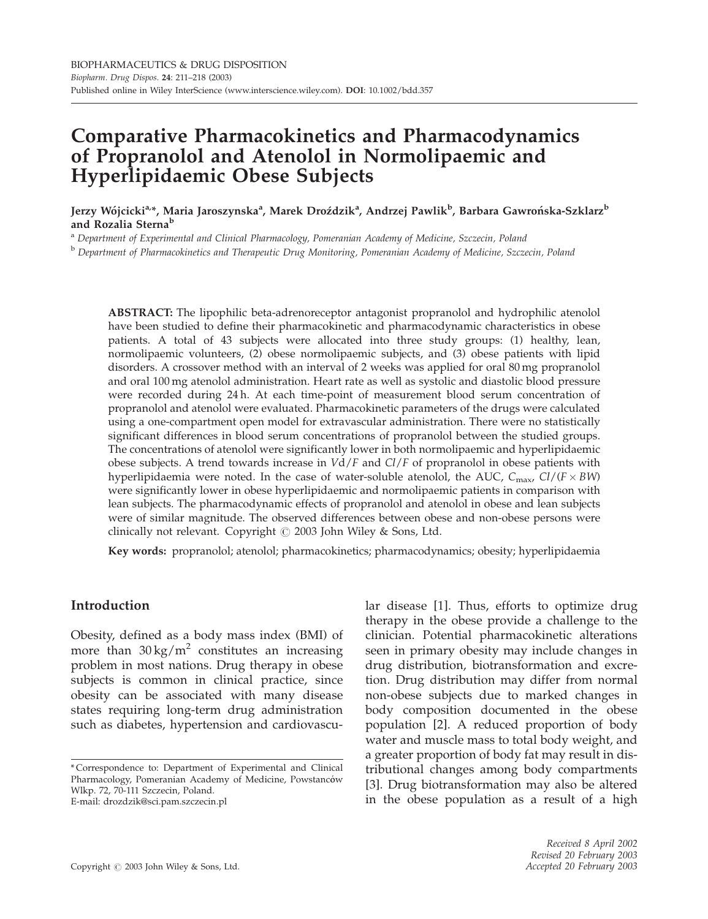# Comparative Pharmacokinetics and Pharmacodynamics of Propranolol and Atenolol in Normolipaemic and Hyperlipidaemic Obese Subjects

Jerzy Wójcicki[a,*], Maria Jaroszynska[a], Marek Droździk[a], Andrzej Pawlik[b], Barbara Gawrońska-Szklarz[b] and Rozalia Sterna[b]

[a] *Department of Experimental and Clinical Pharmacology, Pomeranian Academy of Medicine, Szczecin, Poland*

[b] *Department of Pharmacokinetics and Therapeutic Drug Monitoring, Pomeranian Academy of Medicine, Szczecin, Poland*

**ABSTRACT:** The lipophilic beta-adrenoreceptor antagonist propranolol and hydrophilic atenolol have been studied to define their pharmacokinetic and pharmacodynamic characteristics in obese patients. A total of 43 subjects were allocated into three study groups: (1) healthy, lean, normolipaemic volunteers, (2) obese normolipaemic subjects, and (3) obese patients with lipid disorders. A crossover method with an interval of 2 weeks was applied for oral 80 mg propranolol and oral 100 mg atenolol administration. Heart rate as well as systolic and diastolic blood pressure were recorded during 24 h. At each time-point of measurement blood serum concentration of propranolol and atenolol were evaluated. Pharmacokinetic parameters of the drugs were calculated using a one-compartment open model for extravascular administration. There were no statistically significant differences in blood serum concentrations of propranolol between the studied groups. The concentrations of atenolol were significantly lower in both normolipaemic and hyperlipidaemic obese subjects. A trend towards increase in $Vd/F$ and $Cl/F$ of propranolol in obese patients with hyperlipidaemia were noted. In the case of water-soluble atenolol, the AUC, $C_{max}$, $Cl/(F \times BW)$ were significantly lower in obese hyperlipidaemic and normolipaemic patients in comparison with lean subjects. The pharmacodynamic effects of propranolol and atenolol in obese and lean subjects were of similar magnitude. The observed differences between obese and non-obese persons were clinically not relevant. Copyright © 2003 John Wiley & Sons, Ltd.

**Key words:** propranolol; atenolol; pharmacokinetics; pharmacodynamics; obesity; hyperlipidaemia

## Introduction

Obesity, defined as a body mass index (BMI) of more than $30\,kg/m^2$ constitutes an increasing problem in most nations. Drug therapy in obese subjects is common in clinical practice, since obesity can be associated with many disease states requiring long-term drug administration such as diabetes, hypertension and cardiovascular disease [1]. Thus, efforts to optimize drug therapy in the obese provide a challenge to the clinician. Potential pharmacokinetic alterations seen in primary obesity may include changes in drug distribution, biotransformation and excretion. Drug distribution may differ from normal non-obese subjects due to marked changes in body composition documented in the obese population [2]. A reduced proportion of body water and muscle mass to total body weight, and a greater proportion of body fat may result in distributional changes among body compartments [3]. Drug biotransformation may also be altered in the obese population as a result of a high

*Correspondence to: Department of Experimental and Clinical Pharmacology, Pomeranian Academy of Medicine, Powstanców Wlkp. 72, 70-111 Szczecin, Poland.
E-mail: drozdzik@sci.pam.szczecin.pl

Received 8 April 2002
Revised 20 February 2003
Accepted 20 February 2003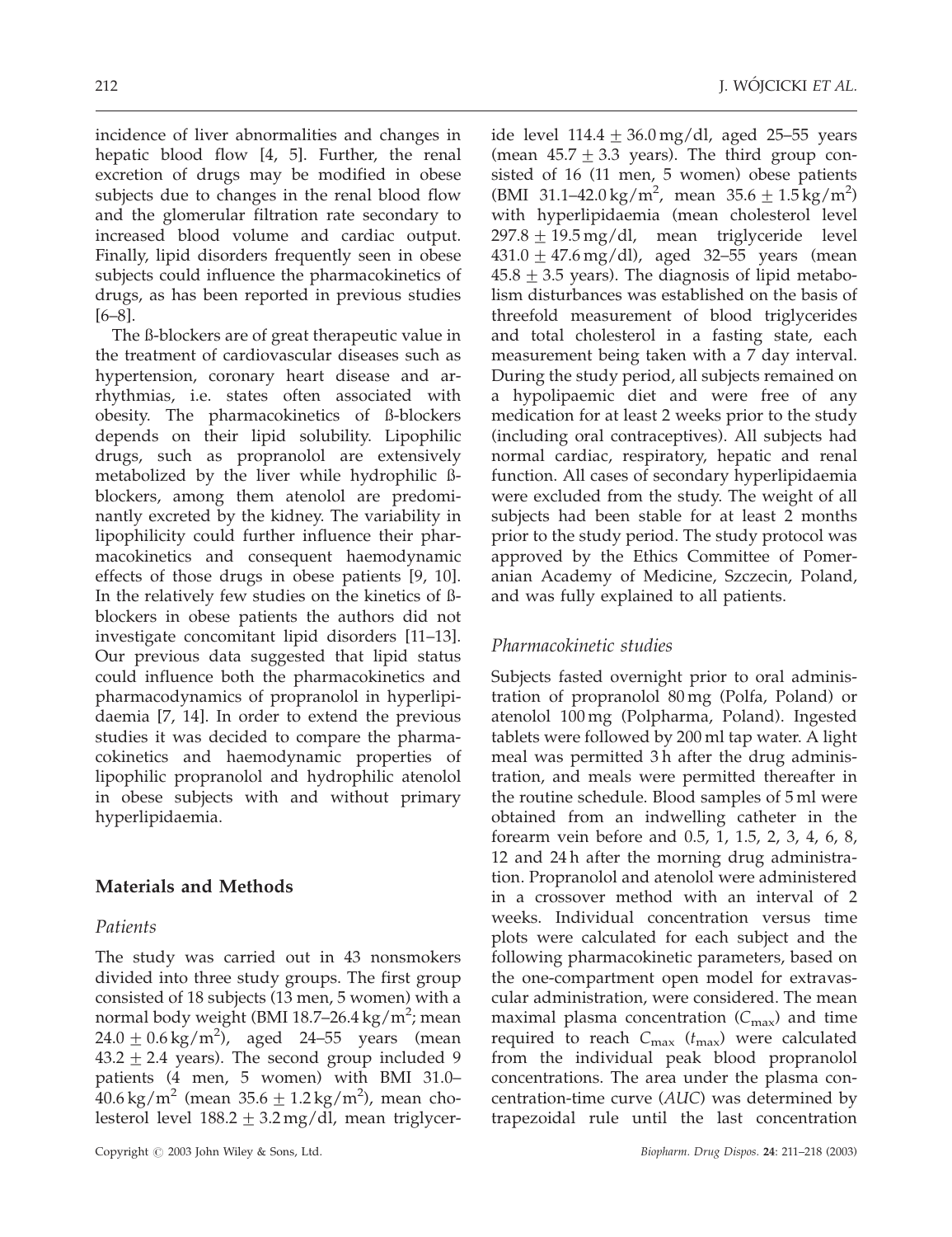incidence of liver abnormalities and changes in hepatic blood flow [4, 5]. Further, the renal excretion of drugs may be modified in obese subjects due to changes in the renal blood flow and the glomerular filtration rate secondary to increased blood volume and cardiac output. Finally, lipid disorders frequently seen in obese subjects could influence the pharmacokinetics of drugs, as has been reported in previous studies [6–8].

The ß-blockers are of great therapeutic value in the treatment of cardiovascular diseases such as hypertension, coronary heart disease and arrhythmias, i.e. states often associated with obesity. The pharmacokinetics of ß-blockers depends on their lipid solubility. Lipophilic drugs, such as propranolol are extensively metabolized by the liver while hydrophilic ß-blockers, among them atenolol are predominantly excreted by the kidney. The variability in lipophilicity could further influence their pharmacokinetics and consequent haemodynamic effects of those drugs in obese patients [9, 10]. In the relatively few studies on the kinetics of ß-blockers in obese patients the authors did not investigate concomitant lipid disorders [11–13]. Our previous data suggested that lipid status could influence both the pharmacokinetics and pharmacodynamics of propranolol in hyperlipidaemia [7, 14]. In order to extend the previous studies it was decided to compare the pharmacokinetics and haemodynamic properties of lipophilic propranolol and hydrophilic atenolol in obese subjects with and without primary hyperlipidaemia.

## Materials and Methods

### Patients

The study was carried out in 43 nonsmokers divided into three study groups. The first group consisted of 18 subjects (13 men, 5 women) with a normal body weight (BMI 18.7–26.4 kg/m$^2$; mean $24.0 \pm 0.6$ kg/m$^2$), aged 24–55 years (mean $43.2 \pm 2.4$ years). The second group included 9 patients (4 men, 5 women) with BMI 31.0–40.6 kg/m$^2$ (mean $35.6 \pm 1.2$ kg/m$^2$), mean cholesterol level $188.2 \pm 3.2$ mg/dl, mean triglyceride level $114.4 \pm 36.0$ mg/dl, aged 25–55 years (mean $45.7 \pm 3.3$ years). The third group consisted of 16 (11 men, 5 women) obese patients (BMI 31.1–42.0 kg/m$^2$, mean $35.6 \pm 1.5$ kg/m$^2$) with hyperlipidaemia (mean cholesterol level $297.8 \pm 19.5$ mg/dl, mean triglyceride level $431.0 \pm 47.6$ mg/dl), aged 32–55 years (mean $45.8 \pm 3.5$ years). The diagnosis of lipid metabolism disturbances was established on the basis of threefold measurement of blood triglycerides and total cholesterol in a fasting state, each measurement being taken with a 7 day interval. During the study period, all subjects remained on a hypolipaemic diet and were free of any medication for at least 2 weeks prior to the study (including oral contraceptives). All subjects had normal cardiac, respiratory, hepatic and renal function. All cases of secondary hyperlipidaemia were excluded from the study. The weight of all subjects had been stable for at least 2 months prior to the study period. The study protocol was approved by the Ethics Committee of Pomeranian Academy of Medicine, Szczecin, Poland, and was fully explained to all patients.

### Pharmacokinetic studies

Subjects fasted overnight prior to oral administration of propranolol 80 mg (Polfa, Poland) or atenolol 100 mg (Polpharma, Poland). Ingested tablets were followed by 200 ml tap water. A light meal was permitted 3 h after the drug administration, and meals were permitted thereafter in the routine schedule. Blood samples of 5 ml were obtained from an indwelling catheter in the forearm vein before and 0.5, 1, 1.5, 2, 3, 4, 6, 8, 12 and 24 h after the morning drug administration. Propranolol and atenolol were administered in a crossover method with an interval of 2 weeks. Individual concentration versus time plots were calculated for each subject and the following pharmacokinetic parameters, based on the one-compartment open model for extravascular administration, were considered. The mean maximal plasma concentration ($C_{max}$) and time required to reach $C_{max}$ ($t_{max}$) were calculated from the individual peak blood propranolol concentrations. The area under the plasma concentration-time curve (*AUC*) was determined by trapezoidal rule until the last concentration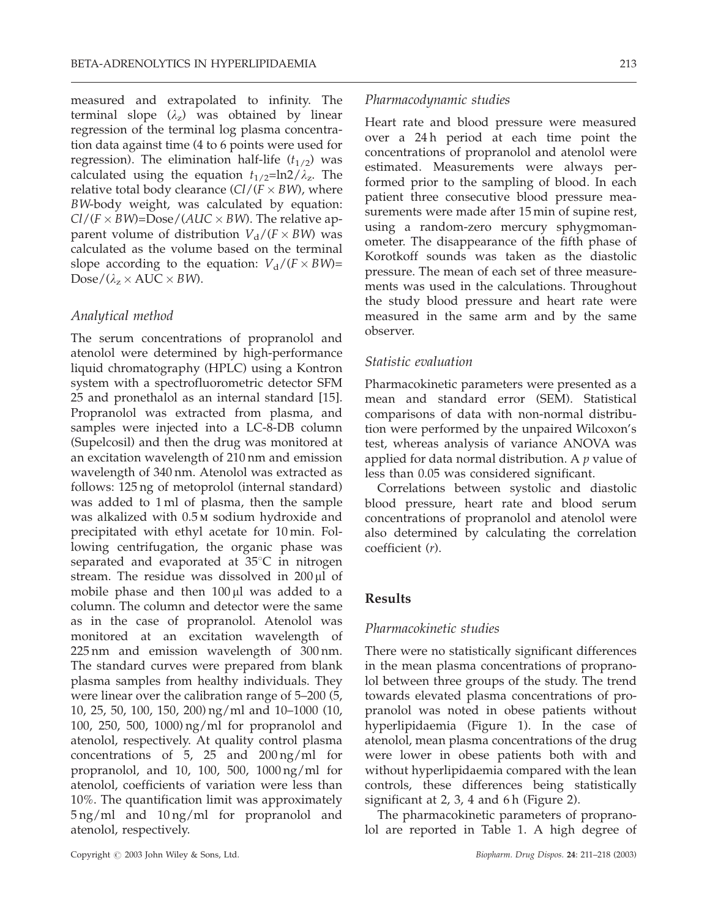measured and extrapolated to infinity. The terminal slope ($\lambda_z$) was obtained by linear regression of the terminal log plasma concentration data against time (4 to 6 points were used for regression). The elimination half-life ($t_{1/2}$) was calculated using the equation $t_{1/2}=\ln 2/\lambda_z$. The relative total body clearance ($Cl/(F \times BW)$, where $BW$-body weight, was calculated by equation: $Cl/(F \times BW)=\text{Dose}/(AUC \times BW)$. The relative apparent volume of distribution $V_d/(F \times BW)$ was calculated as the volume based on the terminal slope according to the equation: $V_d/(F \times BW)=\text{Dose}/(\lambda_z \times \text{AUC} \times BW)$.

### *Analytical method*

The serum concentrations of propranolol and atenolol were determined by high-performance liquid chromatography (HPLC) using a Kontron system with a spectrofluorometric detector SFM 25 and pronethalol as an internal standard [15]. Propranolol was extracted from plasma, and samples were injected into a LC-8-DB column (Supelcosil) and then the drug was monitored at an excitation wavelength of 210 nm and emission wavelength of 340 nm. Atenolol was extracted as follows: 125 ng of metoprolol (internal standard) was added to 1 ml of plasma, then the sample was alkalized with 0.5 M sodium hydroxide and precipitated with ethyl acetate for 10 min. Following centrifugation, the organic phase was separated and evaporated at 35°C in nitrogen stream. The residue was dissolved in 200 μl of mobile phase and then 100 μl was added to a column. The column and detector were the same as in the case of propranolol. Atenolol was monitored at an excitation wavelength of 225 nm and emission wavelength of 300 nm. The standard curves were prepared from blank plasma samples from healthy individuals. They were linear over the calibration range of 5–200 (5, 10, 25, 50, 100, 150, 200) ng/ml and 10–1000 (10, 100, 250, 500, 1000) ng/ml for propranolol and atenolol, respectively. At quality control plasma concentrations of 5, 25 and 200 ng/ml for propranolol, and 10, 100, 500, 1000 ng/ml for atenolol, coefficients of variation were less than 10%. The quantification limit was approximately 5 ng/ml and 10 ng/ml for propranolol and atenolol, respectively.

### *Pharmacodynamic studies*

Heart rate and blood pressure were measured over a 24 h period at each time point the concentrations of propranolol and atenolol were estimated. Measurements were always performed prior to the sampling of blood. In each patient three consecutive blood pressure measurements were made after 15 min of supine rest, using a random-zero mercury sphygmomanometer. The disappearance of the fifth phase of Korotkoff sounds was taken as the diastolic pressure. The mean of each set of three measurements was used in the calculations. Throughout the study blood pressure and heart rate were measured in the same arm and by the same observer.

### *Statistic evaluation*

Pharmacokinetic parameters were presented as a mean and standard error (SEM). Statistical comparisons of data with non-normal distribution were performed by the unpaired Wilcoxon's test, whereas analysis of variance ANOVA was applied for data normal distribution. A $p$ value of less than 0.05 was considered significant.

Correlations between systolic and diastolic blood pressure, heart rate and blood serum concentrations of propranolol and atenolol were also determined by calculating the correlation coefficient ($r$).

## Results

### *Pharmacokinetic studies*

There were no statistically significant differences in the mean plasma concentrations of propranolol between three groups of the study. The trend towards elevated plasma concentrations of propranolol was noted in obese patients without hyperlipidaemia (Figure 1). In the case of atenolol, mean plasma concentrations of the drug were lower in obese patients both with and without hyperlipidaemia compared with the lean controls, these differences being statistically significant at 2, 3, 4 and 6 h (Figure 2).

The pharmacokinetic parameters of propranolol are reported in Table 1. A high degree of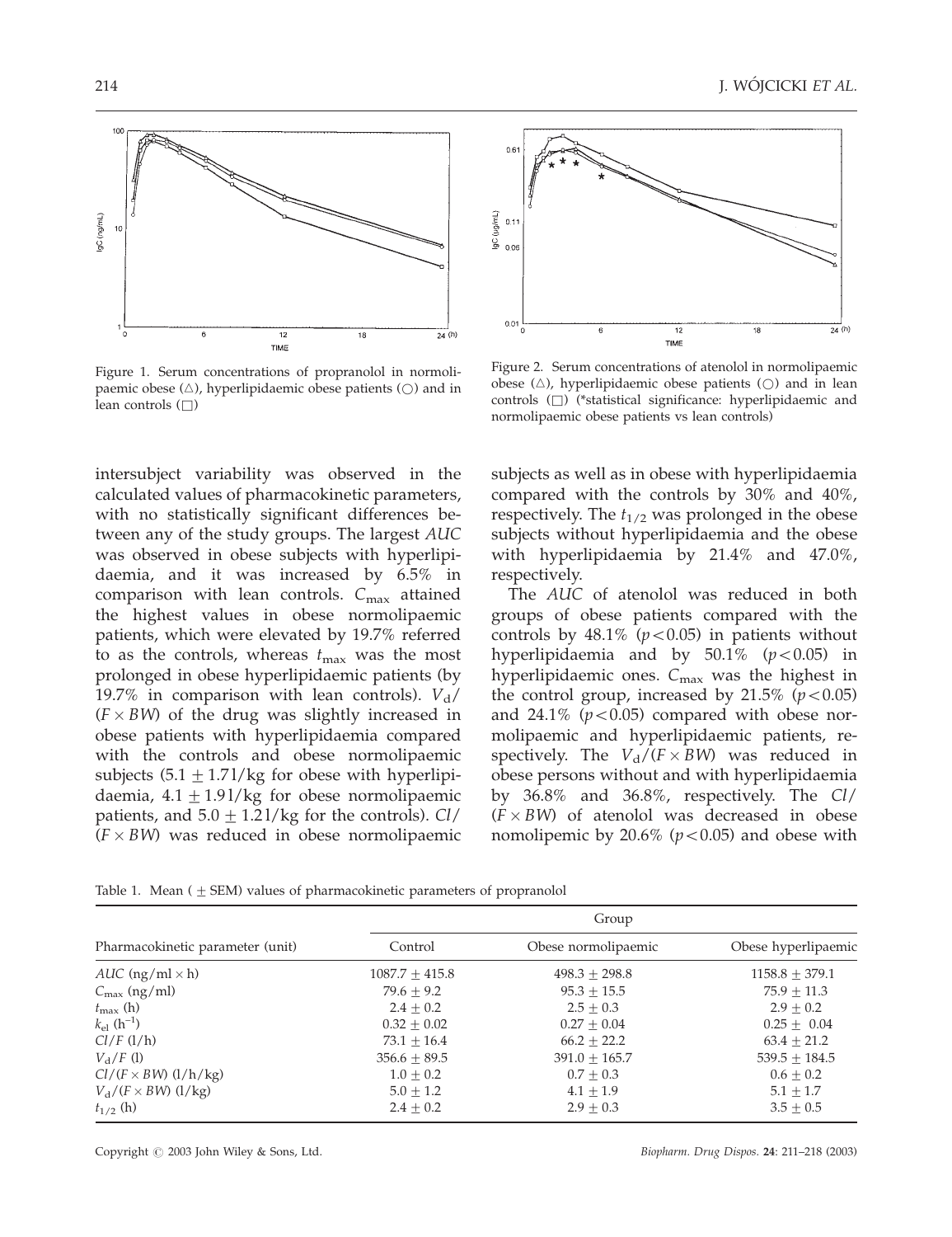Figure 1. Serum concentrations of propranolol in normolipaemic obese (△), hyperlipidaemic obese patients (○) and in lean controls (□)

Figure 2. Serum concentrations of atenolol in normolipaemic obese (△), hyperlipidaemic obese patients (○) and in lean controls (□) (*statistical significance: hyperlipidaemic and normolipaemic obese patients vs lean controls)

intersubject variability was observed in the calculated values of pharmacokinetic parameters, with no statistically significant differences between any of the study groups. The largest *AUC* was observed in obese subjects with hyperlipidaemia, and it was increased by 6.5% in comparison with lean controls. $C_{max}$ attained the highest values in obese normolipaemic patients, which were elevated by 19.7% referred to as the controls, whereas $t_{max}$ was the most prolonged in obese hyperlipidaemic patients (by 19.7% in comparison with lean controls). $V_d/(F \times BW)$ of the drug was slightly increased in obese patients with hyperlipidaemia compared with the controls and obese normolipaemic subjects ($5.1 \pm 1.7$ l/kg for obese with hyperlipidaemia, $4.1 \pm 1.9$ l/kg for obese normolipaemic patients, and $5.0 \pm 1.2$ l/kg for the controls). $Cl/(F \times BW)$ was reduced in obese normolipaemic subjects as well as in obese with hyperlipidaemia compared with the controls by 30% and 40%, respectively. The $t_{1/2}$ was prolonged in the obese subjects without hyperlipidaemia and the obese with hyperlipidaemia by 21.4% and 47.0%, respectively.

The *AUC* of atenolol was reduced in both groups of obese patients compared with the controls by 48.1% ($p<0.05$) in patients without hyperlipidaemia and by 50.1% ($p<0.05$) in hyperlipidaemic ones. $C_{max}$ was the highest in the control group, increased by 21.5% ($p<0.05$) and 24.1% ($p<0.05$) compared with obese normolipaemic and hyperlipidaemic patients, respectively. The $V_d/(F \times BW)$ was reduced in obese persons without and with hyperlipidaemia by 36.8% and 36.8%, respectively. The $Cl/(F \times BW)$ of atenolol was decreased in obese nomolipemic by 20.6% ($p<0.05$) and obese with

Table 1. Mean ( ± SEM) values of pharmacokinetic parameters of propranolol

| Pharmacokinetic parameter (unit) | Group | | |
|---|---|---|---|
| | Control | Obese normolipaemic | Obese hyperlipaemic |
| $AUC$ (ng/ml × h) | $1087.7 \pm 415.8$ | $498.3 \pm 298.8$ | $1158.8 \pm 379.1$ |
| $C_{max}$ (ng/ml) | $79.6 \pm 9.2$ | $95.3 \pm 15.5$ | $75.9 \pm 11.3$ |
| $t_{max}$ (h) | $2.4 \pm 0.2$ | $2.5 \pm 0.3$ | $2.9 \pm 0.2$ |
| $k_{el}$ ($h^{-1}$) | $0.32 \pm 0.02$ | $0.27 \pm 0.04$ | $0.25 \pm 0.04$ |
| $Cl/F$ (l/h) | $73.1 \pm 16.4$ | $66.2 \pm 22.2$ | $63.4 \pm 21.2$ |
| $V_d/F$ (l) | $356.6 \pm 89.5$ | $391.0 \pm 165.7$ | $539.5 \pm 184.5$ |
| $Cl/(F \times BW)$ (l/h/kg) | $1.0 \pm 0.2$ | $0.7 \pm 0.3$ | $0.6 \pm 0.2$ |
| $V_d/(F \times BW)$ (l/kg) | $5.0 \pm 1.2$ | $4.1 \pm 1.9$ | $5.1 \pm 1.7$ |
| $t_{1/2}$ (h) | $2.4 \pm 0.2$ | $2.9 \pm 0.3$ | $3.5 \pm 0.5$ |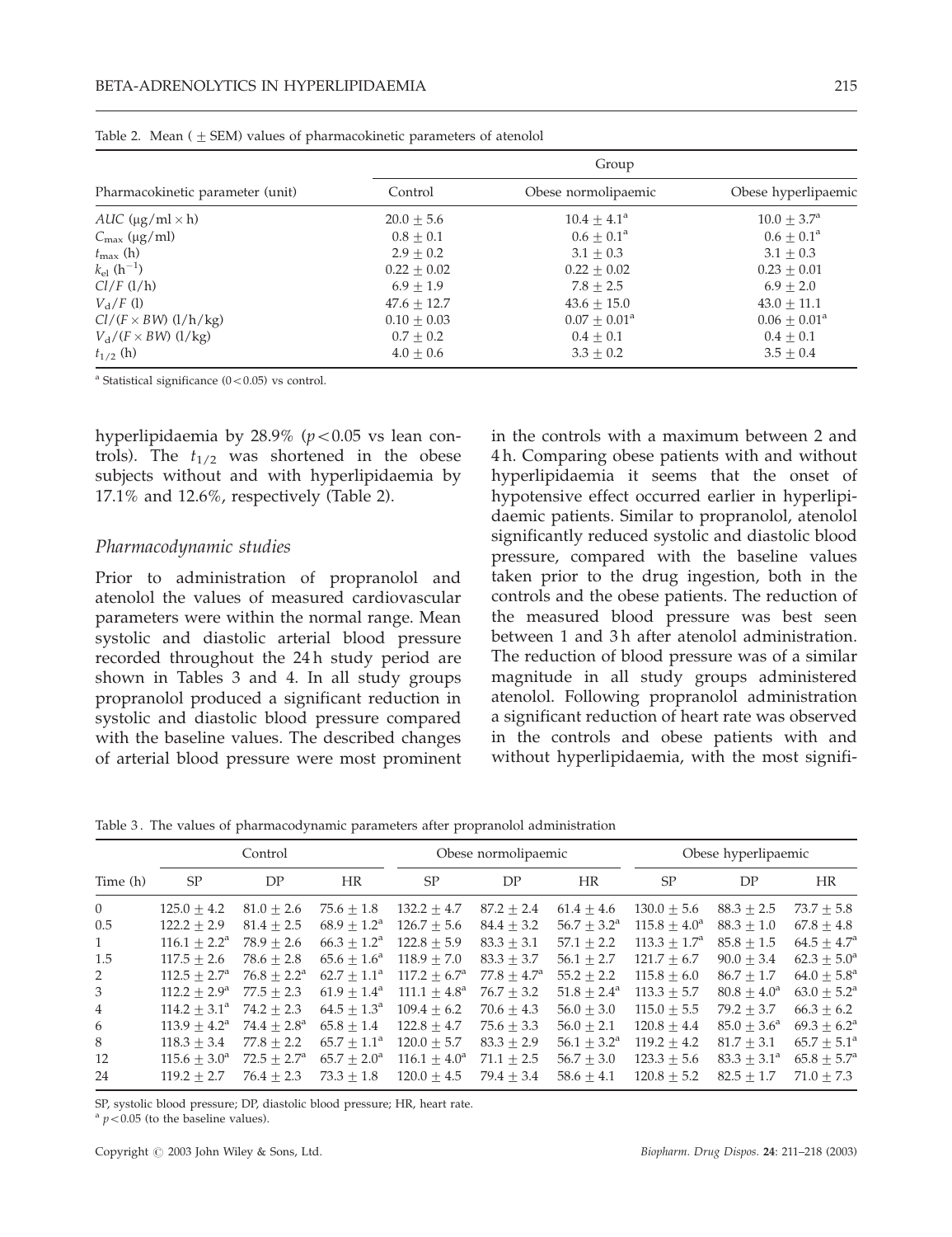Table 2. Mean ( ± SEM) values of pharmacokinetic parameters of atenolol

| Pharmacokinetic parameter (unit) | Group | | |
|---|---|---|---|
| | Control | Obese normolipaemic | Obese hyperlipaemic |
| $AUC$ (μg/ml × h) | 20.0 ± 5.6 | 10.4 ± 4.1[a] | 10.0 ± 3.7[a] |
| $C_{max}$ (μg/ml) | 0.8 ± 0.1 | 0.6 ± 0.1[a] | 0.6 ± 0.1[a] |
| $t_{max}$ (h) | 2.9 ± 0.2 | 3.1 ± 0.3 | 3.1 ± 0.3 |
| $k_{el}$ (h$^{-1}$) | 0.22 ± 0.02 | 0.22 ± 0.02 | 0.23 ± 0.01 |
| $Cl/F$ (l/h) | 6.9 ± 1.9 | 7.8 ± 2.5 | 6.9 ± 2.0 |
| $V_d/F$ (l) | 47.6 ± 12.7 | 43.6 ± 15.0 | 43.0 ± 11.1 |
| $Cl/(F \times BW)$ (l/h/kg) | 0.10 ± 0.03 | 0.07 ± 0.01[a] | 0.06 ± 0.01[a] |
| $V_d/(F \times BW)$ (l/kg) | 0.7 ± 0.2 | 0.4 ± 0.1 | 0.4 ± 0.1 |
| $t_{1/2}$ (h) | 4.0 ± 0.6 | 3.3 ± 0.2 | 3.5 ± 0.4 |

[a] Statistical significance (0 < 0.05) vs control.

hyperlipidaemia by 28.9% ($p < 0.05$ vs lean controls). The $t_{1/2}$ was shortened in the obese subjects without and with hyperlipidaemia by 17.1% and 12.6%, respectively (Table 2).

### Pharmacodynamic studies

Prior to administration of propranolol and atenolol the values of measured cardiovascular parameters were within the normal range. Mean systolic and diastolic arterial blood pressure recorded throughout the 24 h study period are shown in Tables 3 and 4. In all study groups propranolol produced a significant reduction in systolic and diastolic blood pressure compared with the baseline values. The described changes of arterial blood pressure were most prominent in the controls with a maximum between 2 and 4 h. Comparing obese patients with and without hyperlipidaemia it seems that the onset of hypotensive effect occurred earlier in hyperlipidaemic patients. Similar to propranolol, atenolol significantly reduced systolic and diastolic blood pressure, compared with the baseline values taken prior to the drug ingestion, both in the controls and the obese patients. The reduction of the measured blood pressure was best seen between 1 and 3 h after atenolol administration. The reduction of blood pressure was of a similar magnitude in all study groups administered atenolol. Following propranolol administration a significant reduction of heart rate was observed in the controls and obese patients with and without hyperlipidaemia, with the most signifi-

Table 3. The values of pharmacodynamic parameters after propranolol administration

| Time (h) | Control | | | Obese normolipaemic | | | Obese hyperlipaemic | | |
|---|---|---|---|---|---|---|---|---|---|
| | SP | DP | HR | SP | DP | HR | SP | DP | HR |
| 0 | 125.0 ± 4.2 | 81.0 ± 2.6 | 75.6 ± 1.8 | 132.2 ± 4.7 | 87.2 ± 2.4 | 61.4 ± 4.6 | 130.0 ± 5.6 | 88.3 ± 2.5 | 73.7 ± 5.8 |
| 0.5 | 122.2 ± 2.9 | 81.4 ± 2.5 | 68.9 ± 1.2[a] | 126.7 ± 5.6 | 84.4 ± 3.2 | 56.7 ± 3.2[a] | 115.8 ± 4.0[a] | 88.3 ± 1.0 | 67.8 ± 4.8 |
| 1 | 116.1 ± 2.2[a] | 78.9 ± 2.6 | 66.3 ± 1.2[a] | 122.8 ± 5.9 | 83.3 ± 3.1 | 57.1 ± 2.2 | 113.3 ± 1.7[a] | 85.8 ± 1.5 | 64.5 ± 4.7[a] |
| 1.5 | 117.5 ± 2.6 | 78.6 ± 2.8 | 65.6 ± 1.6[a] | 118.9 ± 7.0 | 83.3 ± 3.7 | 56.1 ± 2.7 | 121.7 ± 6.7 | 90.0 ± 3.4 | 62.3 ± 5.0[a] |
| 2 | 112.5 ± 2.7[a] | 76.8 ± 2.2[a] | 62.7 ± 1.1[a] | 117.2 ± 6.7[a] | 77.8 ± 4.7[a] | 55.2 ± 2.2 | 115.8 ± 6.0 | 86.7 ± 1.7 | 64.0 ± 5.8[a] |
| 3 | 112.2 ± 2.9[a] | 77.5 ± 2.3 | 61.9 ± 1.4[a] | 111.1 ± 4.8[a] | 76.7 ± 3.2 | 51.8 ± 2.4[a] | 113.3 ± 5.7 | 80.8 ± 4.0[a] | 63.0 ± 5.2[a] |
| 4 | 114.2 ± 3.1[a] | 74.2 ± 2.3 | 64.5 ± 1.3[a] | 109.4 ± 6.2 | 70.6 ± 4.3 | 56.0 ± 3.0 | 115.0 ± 5.5 | 79.2 ± 3.7 | 66.3 ± 6.2 |
| 6 | 113.9 ± 4.2[a] | 74.4 ± 2.8[a] | 65.8 ± 1.4 | 122.8 ± 4.7 | 75.6 ± 3.3 | 56.0 ± 2.1 | 120.8 ± 4.4 | 85.0 ± 3.6[a] | 69.3 ± 6.2[a] |
| 8 | 118.3 ± 3.4 | 77.8 ± 2.2 | 65.7 ± 1.1[a] | 120.0 ± 5.7 | 83.3 ± 2.9 | 56.1 ± 3.2[a] | 119.2 ± 4.2 | 81.7 ± 3.1 | 65.7 ± 5.1[a] |
| 12 | 115.6 ± 3.0[a] | 72.5 ± 2.7[a] | 65.7 ± 2.0[a] | 116.1 ± 4.0[a] | 71.1 ± 2.5 | 56.7 ± 3.0 | 123.3 ± 5.6 | 83.3 ± 3.1[a] | 65.8 ± 5.7[a] |
| 24 | 119.2 ± 2.7 | 76.4 ± 2.3 | 73.3 ± 1.8 | 120.0 ± 4.5 | 79.4 ± 3.4 | 58.6 ± 4.1 | 120.8 ± 5.2 | 82.5 ± 1.7 | 71.0 ± 7.3 |

SP, systolic blood pressure; DP, diastolic blood pressure; HR, heart rate.

[a] $p < 0.05$ (to the baseline values).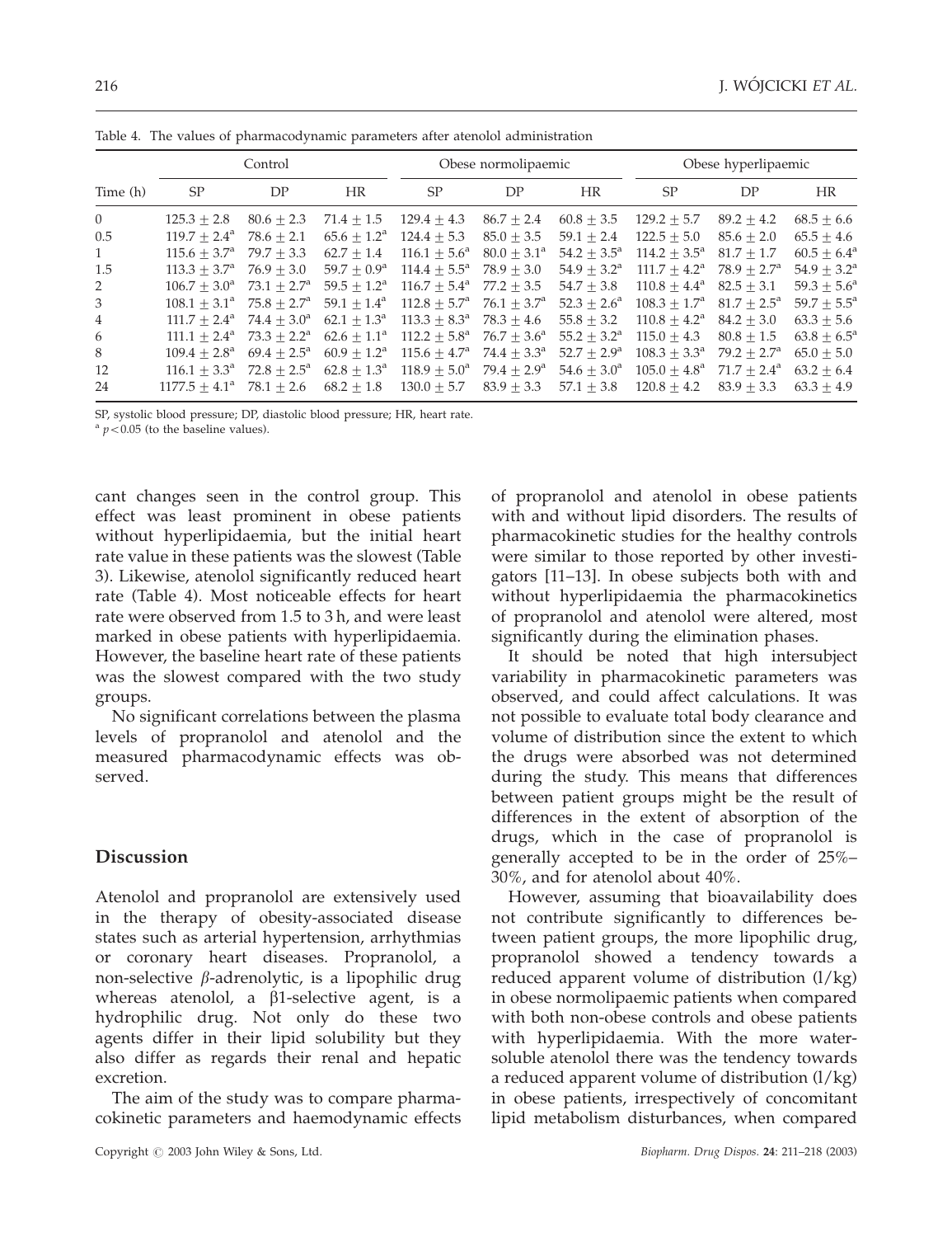Table 4. The values of pharmacodynamic parameters after atenolol administration

| Time (h) | Control | | | Obese normolipaemic | | | Obese hyperlipaemic | | |
|---|---|---|---|---|---|---|---|---|---|
| | SP | DP | HR | SP | DP | HR | SP | DP | HR |
| 0 | 125.3 ± 2.8 | 80.6 ± 2.3 | 71.4 ± 1.5 | 129.4 ± 4.3 | 86.7 ± 2.4 | 60.8 ± 3.5 | 129.2 ± 5.7 | 89.2 ± 4.2 | 68.5 ± 6.6 |
| 0.5 | 119.7 ± 2.4[a] | 78.6 ± 2.1 | 65.6 ± 1.2[a] | 124.4 ± 5.3 | 85.0 ± 3.5 | 59.1 ± 2.4 | 122.5 ± 5.0 | 85.6 ± 2.0 | 65.5 ± 4.6 |
| 1 | 115.6 ± 3.7[a] | 79.7 ± 3.3 | 62.7 ± 1.4 | 116.1 ± 5.6[a] | 80.0 ± 3.1[a] | 54.2 ± 3.5[a] | 114.2 ± 3.5[a] | 81.7 ± 1.7 | 60.5 ± 6.4[a] |
| 1.5 | 113.3 ± 3.7[a] | 76.9 ± 3.0 | 59.7 ± 0.9[a] | 114.4 ± 5.5[a] | 78.9 ± 3.0 | 54.9 ± 3.2[a] | 111.7 ± 4.2[a] | 78.9 ± 2.7[a] | 54.9 ± 3.2[a] |
| 2 | 106.7 ± 3.0[a] | 73.1 ± 2.7[a] | 59.5 ± 1.2[a] | 116.7 ± 5.4[a] | 77.2 ± 3.5 | 54.7 ± 3.8 | 110.8 ± 4.4[a] | 82.5 ± 3.1 | 59.3 ± 5.6[a] |
| 3 | 108.1 ± 3.1[a] | 75.8 ± 2.7[a] | 59.1 ± 1.4[a] | 112.8 ± 5.7[a] | 76.1 ± 3.7[a] | 52.3 ± 2.6[a] | 108.3 ± 1.7[a] | 81.7 ± 2.5[a] | 59.7 ± 5.5[a] |
| 4 | 111.7 ± 2.4[a] | 74.4 ± 3.0[a] | 62.1 ± 1.3[a] | 113.3 ± 8.3[a] | 78.3 ± 4.6 | 55.8 ± 3.2 | 110.8 ± 4.2[a] | 84.2 ± 3.0 | 63.3 ± 5.6 |
| 6 | 111.1 ± 2.4[a] | 73.3 ± 2.2[a] | 62.6 ± 1.1[a] | 112.2 ± 5.8[a] | 76.7 ± 3.6[a] | 55.2 ± 3.2[a] | 115.0 ± 4.3 | 80.8 ± 1.5 | 63.8 ± 6.5[a] |
| 8 | 109.4 ± 2.8[a] | 69.4 ± 2.5[a] | 60.9 ± 1.2[a] | 115.6 ± 4.7[a] | 74.4 ± 3.3[a] | 52.7 ± 2.9[a] | 108.3 ± 3.3[a] | 79.2 ± 2.7[a] | 65.0 ± 5.0 |
| 12 | 116.1 ± 3.3[a] | 72.8 ± 2.5[a] | 62.8 ± 1.3[a] | 118.9 ± 5.0[a] | 79.4 ± 2.9[a] | 54.6 ± 3.0[a] | 105.0 ± 4.8[a] | 71.7 ± 2.4[a] | 63.2 ± 6.4 |
| 24 | 1177.5 ± 4.1[a] | 78.1 ± 2.6 | 68.2 ± 1.8 | 130.0 ± 5.7 | 83.9 ± 3.3 | 57.1 ± 3.8 | 120.8 ± 4.2 | 83.9 ± 3.3 | 63.3 ± 4.9 |

SP, systolic blood pressure; DP, diastolic blood pressure; HR, heart rate.
[a] $p < 0.05$ (to the baseline values).

cant changes seen in the control group. This effect was least prominent in obese patients without hyperlipidaemia, but the initial heart rate value in these patients was the slowest (Table 3). Likewise, atenolol significantly reduced heart rate (Table 4). Most noticeable effects for heart rate were observed from 1.5 to 3 h, and were least marked in obese patients with hyperlipidaemia. However, the baseline heart rate of these patients was the slowest compared with the two study groups.

No significant correlations between the plasma levels of propranolol and atenolol and the measured pharmacodynamic effects was observed.

## Discussion

Atenolol and propranolol are extensively used in the therapy of obesity-associated disease states such as arterial hypertension, arrhythmias or coronary heart diseases. Propranolol, a non-selective $\beta$-adrenolytic, is a lipophilic drug whereas atenolol, a $\beta$1-selective agent, is a hydrophilic drug. Not only do these two agents differ in their lipid solubility but they also differ as regards their renal and hepatic excretion.

The aim of the study was to compare pharmacokinetic parameters and haemodynamic effects of propranolol and atenolol in obese patients with and without lipid disorders. The results of pharmacokinetic studies for the healthy controls were similar to those reported by other investigators [11–13]. In obese subjects both with and without hyperlipidaemia the pharmacokinetics of propranolol and atenolol were altered, most significantly during the elimination phases.

It should be noted that high intersubject variability in pharmacokinetic parameters was observed, and could affect calculations. It was not possible to evaluate total body clearance and volume of distribution since the extent to which the drugs were absorbed was not determined during the study. This means that differences between patient groups might be the result of differences in the extent of absorption of the drugs, which in the case of propranolol is generally accepted to be in the order of 25%–30%, and for atenolol about 40%.

However, assuming that bioavailability does not contribute significantly to differences between patient groups, the more lipophilic drug, propranolol showed a tendency towards a reduced apparent volume of distribution (l/kg) in obese normolipaemic patients when compared with both non-obese controls and obese patients with hyperlipidaemia. With the more water-soluble atenolol there was the tendency towards a reduced apparent volume of distribution (l/kg) in obese patients, irrespectively of concomitant lipid metabolism disturbances, when compared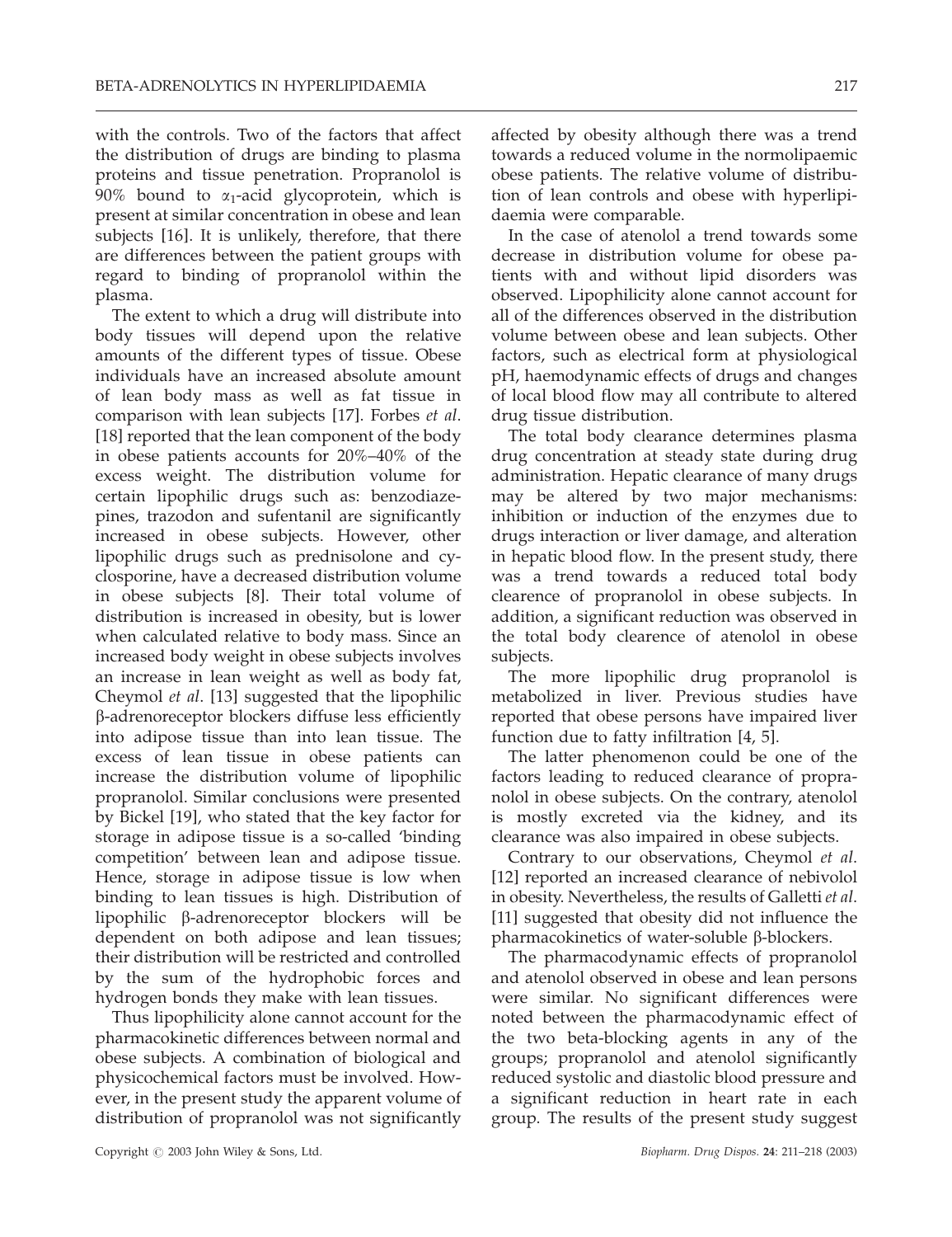with the controls. Two of the factors that affect the distribution of drugs are binding to plasma proteins and tissue penetration. Propranolol is 90% bound to $\alpha_1$-acid glycoprotein, which is present at similar concentration in obese and lean subjects [16]. It is unlikely, therefore, that there are differences between the patient groups with regard to binding of propranolol within the plasma.

The extent to which a drug will distribute into body tissues will depend upon the relative amounts of the different types of tissue. Obese individuals have an increased absolute amount of lean body mass as well as fat tissue in comparison with lean subjects [17]. Forbes *et al*. [18] reported that the lean component of the body in obese patients accounts for 20%–40% of the excess weight. The distribution volume for certain lipophilic drugs such as: benzodiazepines, trazodon and sufentanil are significantly increased in obese subjects. However, other lipophilic drugs such as prednisolone and cyclosporine, have a decreased distribution volume in obese subjects [8]. Their total volume of distribution is increased in obesity, but is lower when calculated relative to body mass. Since an increased body weight in obese subjects involves an increase in lean weight as well as body fat, Cheymol *et al*. [13] suggested that the lipophilic β-adrenoreceptor blockers diffuse less efficiently into adipose tissue than into lean tissue. The excess of lean tissue in obese patients can increase the distribution volume of lipophilic propranolol. Similar conclusions were presented by Bickel [19], who stated that the key factor for storage in adipose tissue is a so-called 'binding competition' between lean and adipose tissue. Hence, storage in adipose tissue is low when binding to lean tissues is high. Distribution of lipophilic β-adrenoreceptor blockers will be dependent on both adipose and lean tissues; their distribution will be restricted and controlled by the sum of the hydrophobic forces and hydrogen bonds they make with lean tissues.

Thus lipophilicity alone cannot account for the pharmacokinetic differences between normal and obese subjects. A combination of biological and physicochemical factors must be involved. However, in the present study the apparent volume of distribution of propranolol was not significantly affected by obesity although there was a trend towards a reduced volume in the normolipaemic obese patients. The relative volume of distribution of lean controls and obese with hyperlipidaemia were comparable.

In the case of atenolol a trend towards some decrease in distribution volume for obese patients with and without lipid disorders was observed. Lipophilicity alone cannot account for all of the differences observed in the distribution volume between obese and lean subjects. Other factors, such as electrical form at physiological pH, haemodynamic effects of drugs and changes of local blood flow may all contribute to altered drug tissue distribution.

The total body clearance determines plasma drug concentration at steady state during drug administration. Hepatic clearance of many drugs may be altered by two major mechanisms: inhibition or induction of the enzymes due to drugs interaction or liver damage, and alteration in hepatic blood flow. In the present study, there was a trend towards a reduced total body clearence of propranolol in obese subjects. In addition, a significant reduction was observed in the total body clearence of atenolol in obese subjects.

The more lipophilic drug propranolol is metabolized in liver. Previous studies have reported that obese persons have impaired liver function due to fatty infiltration [4, 5].

The latter phenomenon could be one of the factors leading to reduced clearance of propranolol in obese subjects. On the contrary, atenolol is mostly excreted via the kidney, and its clearance was also impaired in obese subjects.

Contrary to our observations, Cheymol *et al*. [12] reported an increased clearance of nebivolol in obesity. Nevertheless, the results of Galletti *et al*. [11] suggested that obesity did not influence the pharmacokinetics of water-soluble β-blockers.

The pharmacodynamic effects of propranolol and atenolol observed in obese and lean persons were similar. No significant differences were noted between the pharmacodynamic effect of the two beta-blocking agents in any of the groups; propranolol and atenolol significantly reduced systolic and diastolic blood pressure and a significant reduction in heart rate in each group. The results of the present study suggest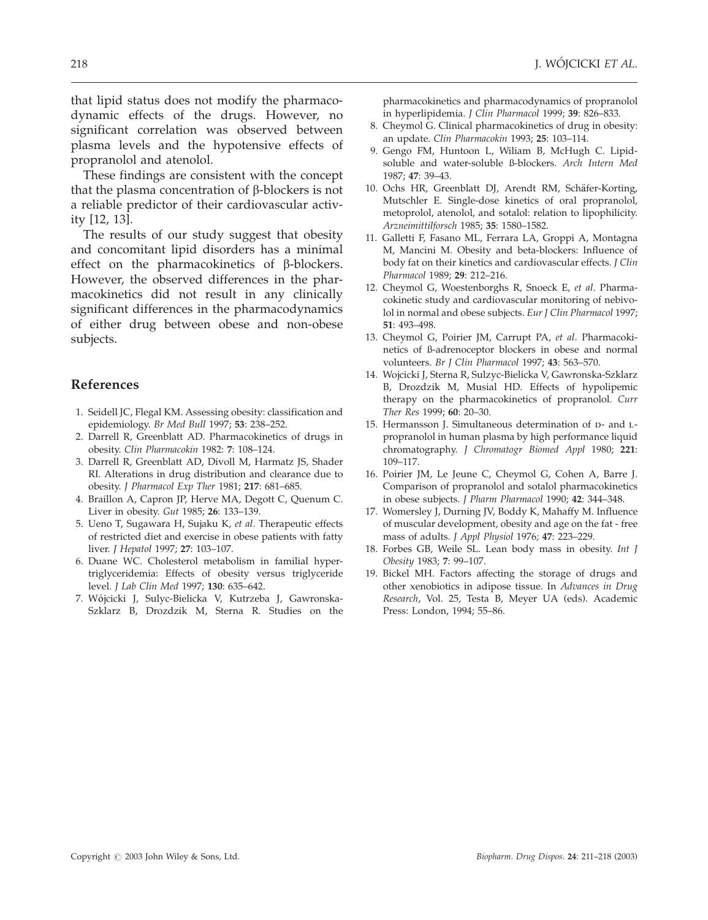that lipid status does not modify the pharmacodynamic effects of the drugs. However, no significant correlation was observed between plasma levels and the hypotensive effects of propranolol and atenolol.

These findings are consistent with the concept that the plasma concentration of β-blockers is not a reliable predictor of their cardiovascular activity [12, 13].

The results of our study suggest that obesity and concomitant lipid disorders has a minimal effect on the pharmacokinetics of β-blockers. However, the observed differences in the pharmacokinetics did not result in any clinically significant differences in the pharmacodynamics of either drug between obese and non-obese subjects.

## References

1. Seidell JC, Flegal KM. Assessing obesity: classification and epidemiology. *Br Med Bull* 1997; **53**: 238–252.
2. Darrell R, Greenblatt AD. Pharmacokinetics of drugs in obesity. *Clin Pharmacokin* 1982: **7**: 108–124.
3. Darrell R, Greenblatt AD, Divoll M, Harmatz JS, Shader RI. Alterations in drug distribution and clearance due to obesity. *J Pharmacol Exp Ther* 1981; **217**: 681–685.
4. Braillon A, Capron JP, Herve MA, Degott C, Quenum C. Liver in obesity. *Gut* 1985; **26**: 133–139.
5. Ueno T, Sugawara H, Sujaku K, *et al*. Therapeutic effects of restricted diet and exercise in obese patients with fatty liver. *J Hepatol* 1997; **27**: 103–107.
6. Duane WC. Cholesterol metabolism in familial hypertriglyceridemia: Effects of obesity versus triglyceride level. *J Lab Clin Med* 1997; **130**: 635–642.
7. Wójcicki J, Sulyc-Bielicka V, Kutrzeba J, Gawronska-Szklarz B, Drozdzik M, Sterna R. Studies on the pharmacokinetics and pharmacodynamics of propranolol in hyperlipidemia. *J Clin Pharmacol* 1999; **39**: 826–833.
8. Cheymol G. Clinical pharmacokinetics of drug in obesity: an update. *Clin Pharmacokin* 1993; **25**: 103–114.
9. Gengo FM, Huntoon L, Wiliam B, McHugh C. Lipid-soluble and water-soluble ß-blockers. *Arch Intern Med* 1987; **47**: 39–43.
10. Ochs HR, Greenblatt DJ, Arendt RM, Schäfer-Korting, Mutschler E. Single-dose kinetics of oral propranolol, metoprolol, atenolol, and sotalol: relation to lipophilicity. *Arzneimittilforsch* 1985; **35**: 1580–1582.
11. Galletti F, Fasano ML, Ferrara LA, Groppi A, Montagna M, Mancini M. Obesity and beta-blockers: Influence of body fat on their kinetics and cardiovascular effects. *J Clin Pharmacol* 1989; **29**: 212–216.
12. Cheymol G, Woestenborghs R, Snoeck E, *et al*. Pharmacokinetic study and cardiovascular monitoring of nebivolol in normal and obese subjects. *Eur J Clin Pharmacol* 1997; **51**: 493–498.
13. Cheymol G, Poirier JM, Carrupt PA, *et al*. Pharmacokinetics of ß-adrenoceptor blockers in obese and normal volunteers. *Br J Clin Pharmacol* 1997; **43**: 563–570.
14. Wojcicki J, Sterna R, Sulzyc-Bielicka V, Gawronska-Szklarz B, Drozdzik M, Musial HD. Effects of hypolipemic therapy on the pharmacokinetics of propranolol. *Curr Ther Res* 1999; **60**: 20–30.
15. Hermansson J. Simultaneous determination of D- and L-propranolol in human plasma by high performance liquid chromatography. *J Chromatogr Biomed Appl* 1980; **221**: 109–117.
16. Poirier JM, Le Jeune C, Cheymol G, Cohen A, Barre J. Comparison of propranolol and sotalol pharmacokinetics in obese subjects. *J Pharm Pharmacol* 1990; **42**: 344–348.
17. Womersley J, Durning JV, Boddy K, Mahaffy M. Influence of muscular development, obesity and age on the fat - free mass of adults. *J Appl Physiol* 1976; **47**: 223–229.
18. Forbes GB, Weile SL. Lean body mass in obesity. *Int J Obesity* 1983; **7**: 99–107.
19. Bickel MH. Factors affecting the storage of drugs and other xenobiotics in adipose tissue. In *Advances in Drug Research*, Vol. 25, Testa B, Meyer UA (eds). Academic Press: London, 1994; 55–86.